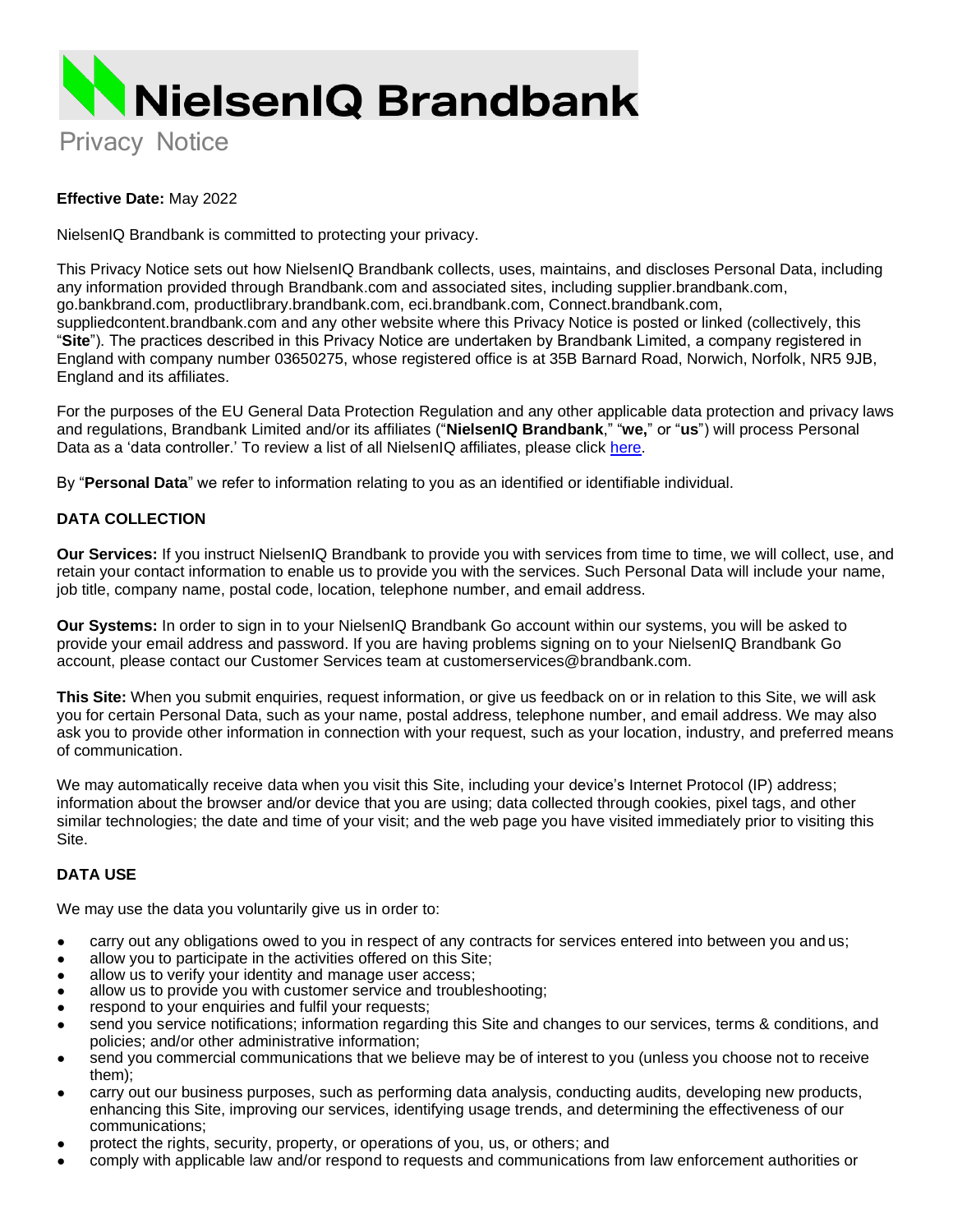# NielsenIQ Brandbank

Privacy Notice

**Effective Date:** May 2022

NielsenIQ Brandbank is committed to protecting your privacy.

This Privacy Notice sets out how NielsenIQ Brandbank collects, uses, maintains, and discloses Personal Data, including any information provided through Brandbank.com and associated sites, including supplier.brandbank.com, go.bankbrand.com, productlibrary.brandbank.com, eci.brandbank.com, Connect.brandbank.com, suppliedcontent.brandbank.com and any other website where this Privacy Notice is posted or linked (collectively, this "**Site**"). The practices described in this Privacy Notice are undertaken by Brandbank Limited, a company registered in England with company number 03650275, whose registered office is at 35B Barnard Road, Norwich, Norfolk, NR5 9JB, England and its affiliates.

For the purposes of the EU General Data Protection Regulation and any other applicable data protection and privacy laws and regulations, Brandbank Limited and/or its affiliates ("**NielsenIQ Brandbank**," "**we,**" or "**us**") will process Personal Data as a 'data controller.' To review a list of all NielsenIQ affiliates, please click here.

By "**Personal Data**" we refer to information relating to you as an identified or identifiable individual.

## DATA COLLECTION

**Our Services:** If you instruct NielsenIQ Brandbank to provide you with services from time to time, we will collect, use, and retain your contact information to enable us to provide you with the services. Such Personal Data will include your name, job title, company name, postal code, location, telephone number, and email address.

**Our Systems:** In order to sign in to your NielsenIQ Brandbank Go account within our systems, you will be asked to provide your email address and password. If you are having problems signing on to your NielsenIQ Brandbank Go account, please contact our Customer Services team at customerservices@brandbank.com.

**This Site:** When you submit enquiries, request information, or give us feedback on or in relation to this Site, we will ask you for certain Personal Data, such as your name, postal address, telephone number, and email address. We may also ask you to provide other information in connection with your request, such as your location, industry, and preferred means of communication.

We may automatically receive data when you visit this Site, including your device's Internet Protocol (IP) address; information about the browser and/or device that you are using; data collected through cookies, pixel tags, and other similar technologies; the date and time of your visit; and the web page you have visited immediately prior to visiting this Site.

## DATA USE

We may use the data you voluntarily give us in order to:

- carry out any obligations owed to you in respect of any contracts for services entered into between you and us;
- allow you to participate in the activities offered on this Site;
- allow us to verify your identity and manage user access;
- allow us to provide you with customer service and troubleshooting;
- respond to your enquiries and fulfil your requests;
- send you service notifications; information regarding this Site and changes to our services, terms & conditions, and policies; and/or other administrative information;
- send you commercial communications that we believe may be of interest to you (unless you choose not to receive them);
- carry out our business purposes, such as performing data analysis, conducting audits, developing new products, enhancing this Site, improving our services, identifying usage trends, and determining the effectiveness of our communications;
- protect the rights, security, property, or operations of you, us, or others; and
- comply with applicable law and/or respond to requests and communications from law enforcement authorities or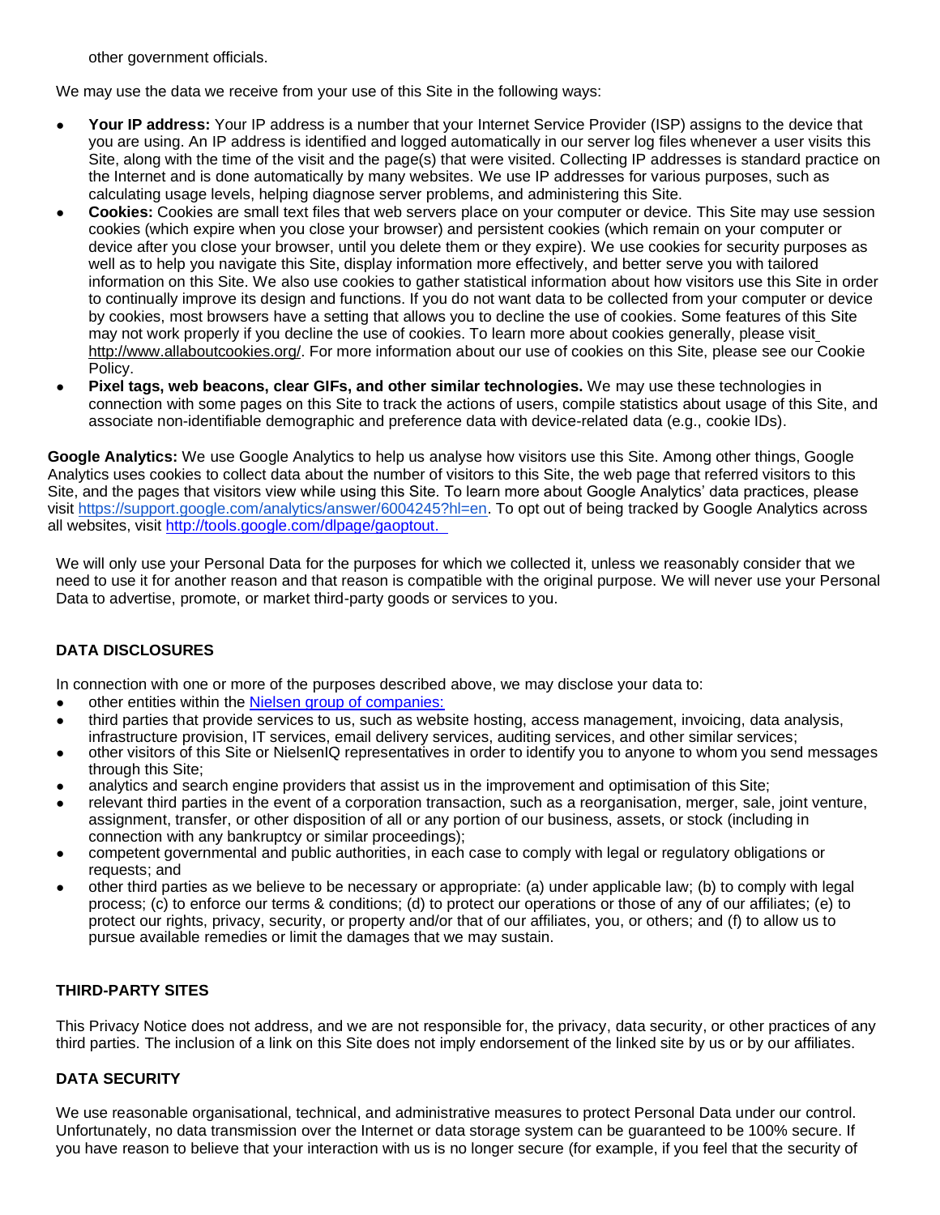other government officials.

We may use the data we receive from your use of this Site in the following ways:

- **Your IP address:** Your IP address is a number that your Internet Service Provider (ISP) assigns to the device that you are using. An IP address is identified and logged automatically in our server log files whenever a user visits this Site, along with the time of the visit and the page(s) that were visited. Collecting IP addresses is standard practice on the Internet and is done automatically by many websites. We use IP addresses for various purposes, such as calculating usage levels, helping diagnose server problems, and administering this Site.
- **Cookies:** Cookies are small text files that web servers place on your computer or device. This Site may use session cookies (which expire when you close your browser) and persistent cookies (which remain on your computer or device after you close your browser, until you delete them or they expire). We use cookies for security purposes as well as to help you navigate this Site, display information more effectively, and better serve you with tailored information on this Site. We also use cookies to gather statistical information about how visitors use this Site in order to continually improve its design and functions. If you do not want data to be collected from your computer or device by cookies, most browsers have a setting that allows you to decline the use of cookies. Some features of this Site may not work properly if you decline the use of cookies. To learn more about cookies generally, please visit http://www.allaboutcookies.org/. For more information about our use of cookies on this Site, please see our Cookie Policy.
- **Pixel tags, web beacons, clear GIFs, and other similar technologies.** We may use these technologies in connection with some pages on this Site to track the actions of users, compile statistics about usage of this Site, and associate non-identifiable demographic and preference data with device-related data (e.g., cookie IDs).

**Google Analytics:** We use Google Analytics to help us analyse how visitors use this Site. Among other things, Google Analytics uses cookies to collect data about the number of visitors to this Site, the web page that referred visitors to this Site, and the pages that visitors view while using this Site. To learn more about Google Analytics' data practices, please visit https://support.google.com/analytics/answer/6004245?hl=en. To opt out of being tracked by Google Analytics across all websites, visit http://tools.google.com/dlpage/gaoptout.

We will only use your Personal Data for the purposes for which we collected it, unless we reasonably consider that we need to use it for another reason and that reason is compatible with the original purpose. We will never use your Personal Data to advertise, promote, or market third-party goods or services to you.

## DATA DISCLOSURES

In connection with one or more of the purposes described above, we may disclose your data to:

- other entities within the Nielsen group of companies:
- third parties that provide services to us, such as website hosting, access management, invoicing, data analysis, infrastructure provision, IT services, email delivery services, auditing services, and other similar services;
- other visitors of this Site or NielsenIQ representatives in order to identify you to anyone to whom you send messages through this Site;
- analytics and search engine providers that assist us in the improvement and optimisation of this Site;
- relevant third parties in the event of a corporation transaction, such as a reorganisation, merger, sale, joint venture, assignment, transfer, or other disposition of all or any portion of our business, assets, or stock (including in connection with any bankruptcy or similar proceedings);
- competent governmental and public authorities, in each case to comply with legal or regulatory obligations or requests; and
- other third parties as we believe to be necessary or appropriate: (a) under applicable law; (b) to comply with legal process; (c) to enforce our terms & conditions; (d) to protect our operations or those of any of our affiliates; (e) to protect our rights, privacy, security, or property and/or that of our affiliates, you, or others; and (f) to allow us to pursue available remedies or limit the damages that we may sustain.

## THIRD-PARTY SITES

This Privacy Notice does not address, and we are not responsible for, the privacy, data security, or other practices of any third parties. The inclusion of a link on this Site does not imply endorsement of the linked site by us or by our affiliates.

## DATA SECURITY

We use reasonable organisational, technical, and administrative measures to protect Personal Data under our control. Unfortunately, no data transmission over the Internet or data storage system can be guaranteed to be 100% secure. If you have reason to believe that your interaction with us is no longer secure (for example, if you feel that the security of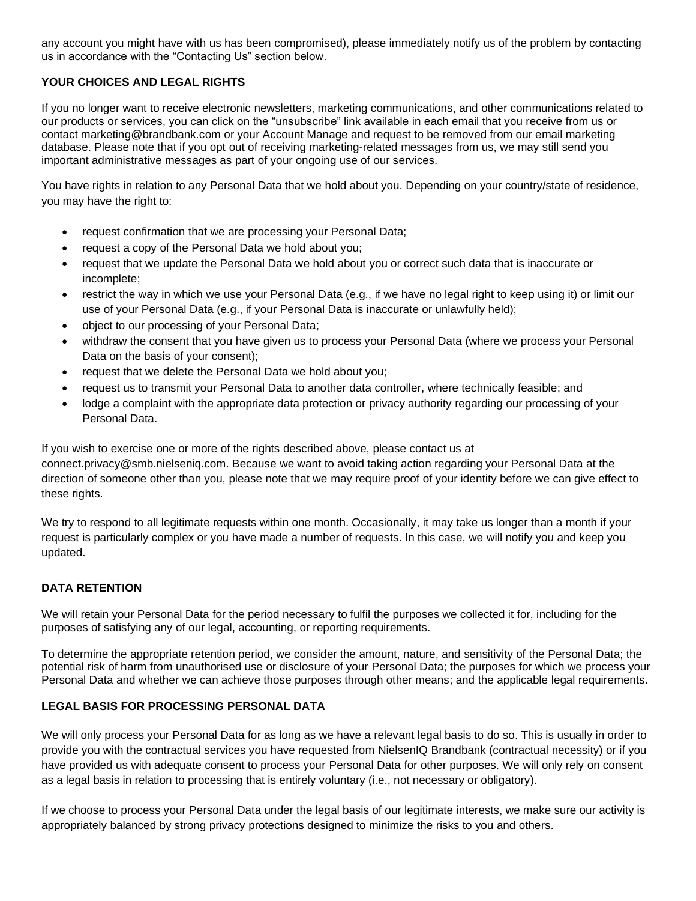any account you might have with us has been compromised), please immediately notify us of the problem by contacting us in accordance with the "Contacting Us" section below.

**YOUR CHOICES AND LEGAL RIGHTS**

If you no longer want to receive electronic newsletters, marketing communications, and other communications related to our products or services, you can click on the "unsubscribe" link available in each email that you receive from us or contact marketing@brandbank.com or your Account Manage and request to be removed from our email marketing database. Please note that if you opt out of receiving marketing-related messages from us, we may still send you important administrative messages as part of your ongoing use of our services.

You have rights in relation to any Personal Data that we hold about you. Depending on your country/state of residence, you may have the right to:

- request confirmation that we are processing your Personal Data;
- request a copy of the Personal Data we hold about you;
- request that we update the Personal Data we hold about you or correct such data that is inaccurate or incomplete;
- restrict the way in which we use your Personal Data (e.g., if we have no legal right to keep using it) or limit our use of your Personal Data (e.g., if your Personal Data is inaccurate or unlawfully held);
- object to our processing of your Personal Data;
- withdraw the consent that you have given us to process your Personal Data (where we process your Personal Data on the basis of your consent);
- request that we delete the Personal Data we hold about you;
- request us to transmit your Personal Data to another data controller, where technically feasible; and
- lodge a complaint with the appropriate data protection or privacy authority regarding our processing of your Personal Data.

If you wish to exercise one or more of the rights described above, please contact us at connect.privacy@smb.nielseniq.com. Because we want to avoid taking action regarding your Personal Data at the direction of someone other than you, please note that we may require proof of your identity before we can give effect to these rights.

We try to respond to all legitimate requests within one month. Occasionally, it may take us longer than a month if your request is particularly complex or you have made a number of requests. In this case, we will notify you and keep you updated.

**DATA RETENTION**

We will retain your Personal Data for the period necessary to fulfil the purposes we collected it for, including for the purposes of satisfying any of our legal, accounting, or reporting requirements.

To determine the appropriate retention period, we consider the amount, nature, and sensitivity of the Personal Data; the potential risk of harm from unauthorised use or disclosure of your Personal Data; the purposes for which we process your Personal Data and whether we can achieve those purposes through other means; and the applicable legal requirements.

**LEGAL BASIS FOR PROCESSING PERSONAL DATA**

We will only process your Personal Data for as long as we have a relevant legal basis to do so. This is usually in order to provide you with the contractual services you have requested from NielsenIQ Brandbank (contractual necessity) or if you have provided us with adequate consent to process your Personal Data for other purposes. We will only rely on consent as a legal basis in relation to processing that is entirely voluntary (i.e., not necessary or obligatory).

If we choose to process your Personal Data under the legal basis of our legitimate interests, we make sure our activity is appropriately balanced by strong privacy protections designed to minimize the risks to you and others.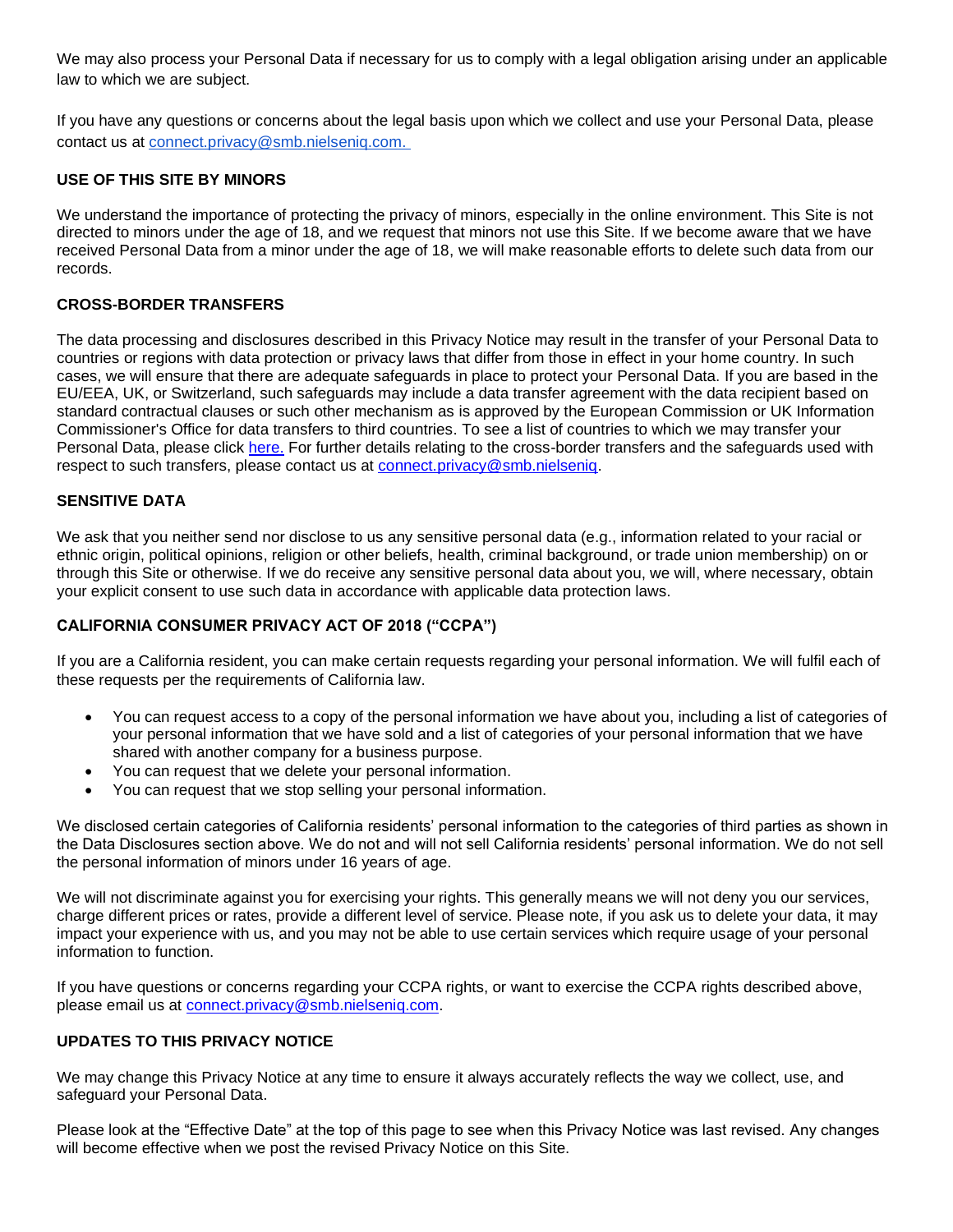We may also process your Personal Data if necessary for us to comply with a legal obligation arising under an applicable law to which we are subject.

If you have any questions or concerns about the legal basis upon which we collect and use your Personal Data, please contact us at [connect.privacy@smb.nielseniq.com.](mailto:connect.privacy@smb.nielseniq.com)

**USE OF THIS SITE BY MINORS**

We understand the importance of protecting the privacy of minors, especially in the online environment. This Site is not directed to minors under the age of 18, and we request that minors not use this Site. If we become aware that we have received Personal Data from a minor under the age of 18, we will make reasonable efforts to delete such data from our records.

**CROSS-BORDER TRANSFERS**

The data processing and disclosures described in this Privacy Notice may result in the transfer of your Personal Data to countries or regions with data protection or privacy laws that differ from those in effect in your home country. In such cases, we will ensure that there are adequate safeguards in place to protect your Personal Data. If you are based in the EU/EEA, UK, or Switzerland, such safeguards may include a data transfer agreement with the data recipient based on standard contractual clauses or such other mechanism as is approved by the European Commission or UK Information Commissioner's Office for data transfers to third countries. To see a list of countries to which we may transfer your Personal Data, please click here. For further details relating to the cross-border transfers and the safeguards used with respect to such transfers, please contact us at connect.privacy@smb.nielseniq.

**SENSITIVE DATA**

We ask that you neither send nor disclose to us any sensitive personal data (e.g., information related to your racial or ethnic origin, political opinions, religion or other beliefs, health, criminal background, or trade union membership) on or through this Site or otherwise. If we do receive any sensitive personal data about you, we will, where necessary, obtain your explicit consent to use such data in accordance with applicable data protection laws.

**CALIFORNIA CONSUMER PRIVACY ACT OF 2018 ("CCPA")**

If you are a California resident, you can make certain requests regarding your personal information. We will fulfil each of these requests per the requirements of California law.

- You can request access to a copy of the personal information we have about you, including a list of categories of your personal information that we have sold and a list of categories of your personal information that we have shared with another company for a business purpose.
- You can request that we delete your personal information.
- You can request that we stop selling your personal information.

We disclosed certain categories of California residents' personal information to the categories of third parties as shown in the Data Disclosures section above. We do not and will not sell California residents' personal information. We do not sell the personal information of minors under 16 years of age.

We will not discriminate against you for exercising your rights. This generally means we will not deny you our services, charge different prices or rates, provide a different level of service. Please note, if you ask us to delete your data, it may impact your experience with us, and you may not be able to use certain services which require usage of your personal information to function.

If you have questions or concerns regarding your CCPA rights, or want to exercise the CCPA rights described above, please email us at [connect.privacy@smb.nielseniq.com](mailto:connect.privacy@smb.nielseniq.com).

**UPDATES TO THIS PRIVACY NOTICE**

We may change this Privacy Notice at any time to ensure it always accurately reflects the way we collect, use, and safeguard your Personal Data.

Please look at the "Effective Date" at the top of this page to see when this Privacy Notice was last revised. Any changes will become effective when we post the revised Privacy Notice on this Site.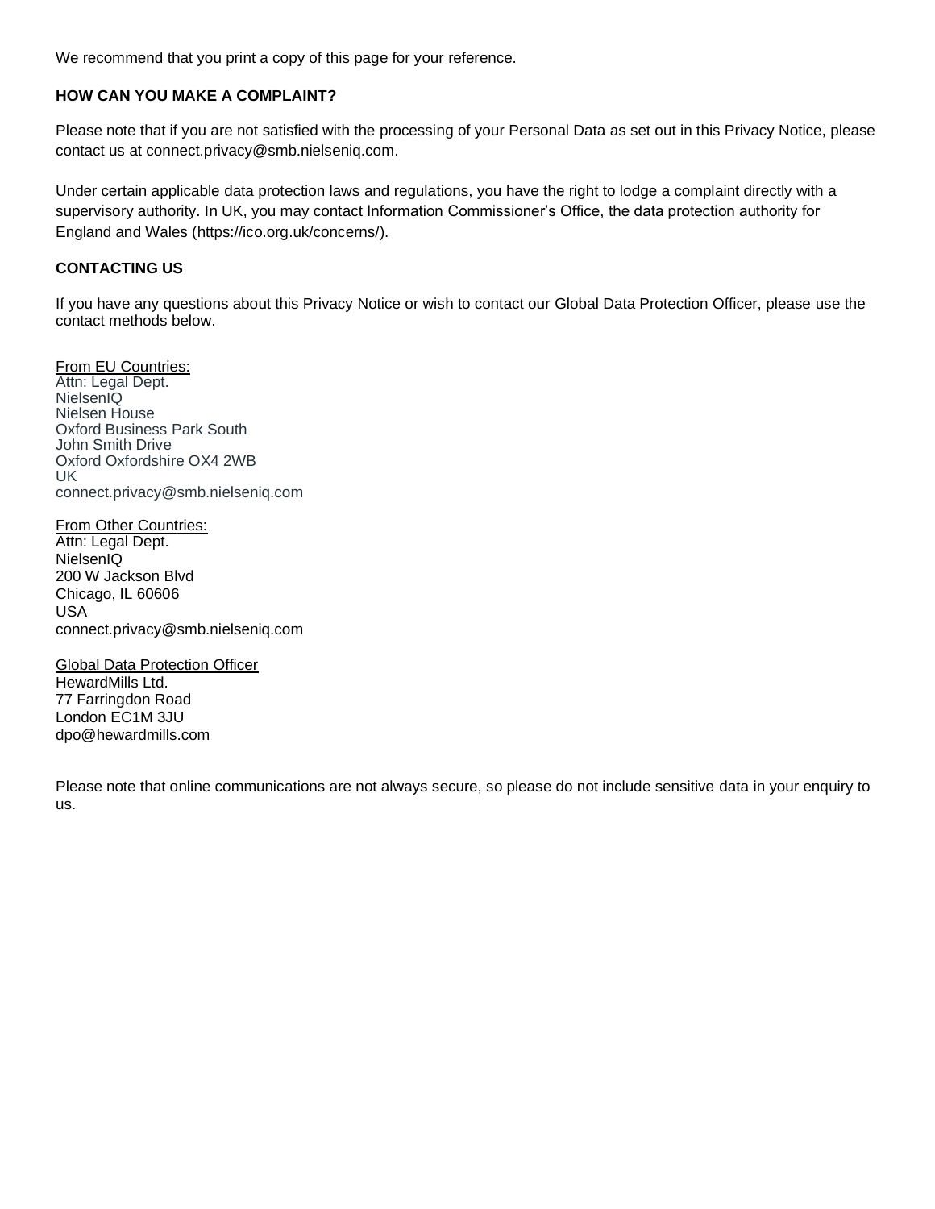We recommend that you print a copy of this page for your reference.

**HOW CAN YOU MAKE A COMPLAINT?**

Please note that if you are not satisfied with the processing of your Personal Data as set out in this Privacy Notice, please contact us at connect.privacy@smb.nielseniq.com.

Under certain applicable data protection laws and regulations, you have the right to lodge a complaint directly with a supervisory authority. In UK, you may contact Information Commissioner's Office, the data protection authority for England and Wales (https://ico.org.uk/concerns/).

**CONTACTING US**

If you have any questions about this Privacy Notice or wish to contact our Global Data Protection Officer, please use the contact methods below.

<u>From EU Countries:</u>
Attn: Legal Dept.
NielsenIQ
Nielsen House
Oxford Business Park South
John Smith Drive
Oxford Oxfordshire OX4 2WB
UK
connect.privacy@smb.nielseniq.com

<u>From Other Countries:</u>
Attn: Legal Dept.
NielsenIQ
200 W Jackson Blvd
Chicago, IL 60606
USA
connect.privacy@smb.nielseniq.com

<u>Global Data Protection Officer</u>
HewardMills Ltd.
77 Farringdon Road
London EC1M 3JU
dpo@hewardmills.com

Please note that online communications are not always secure, so please do not include sensitive data in your enquiry to us.